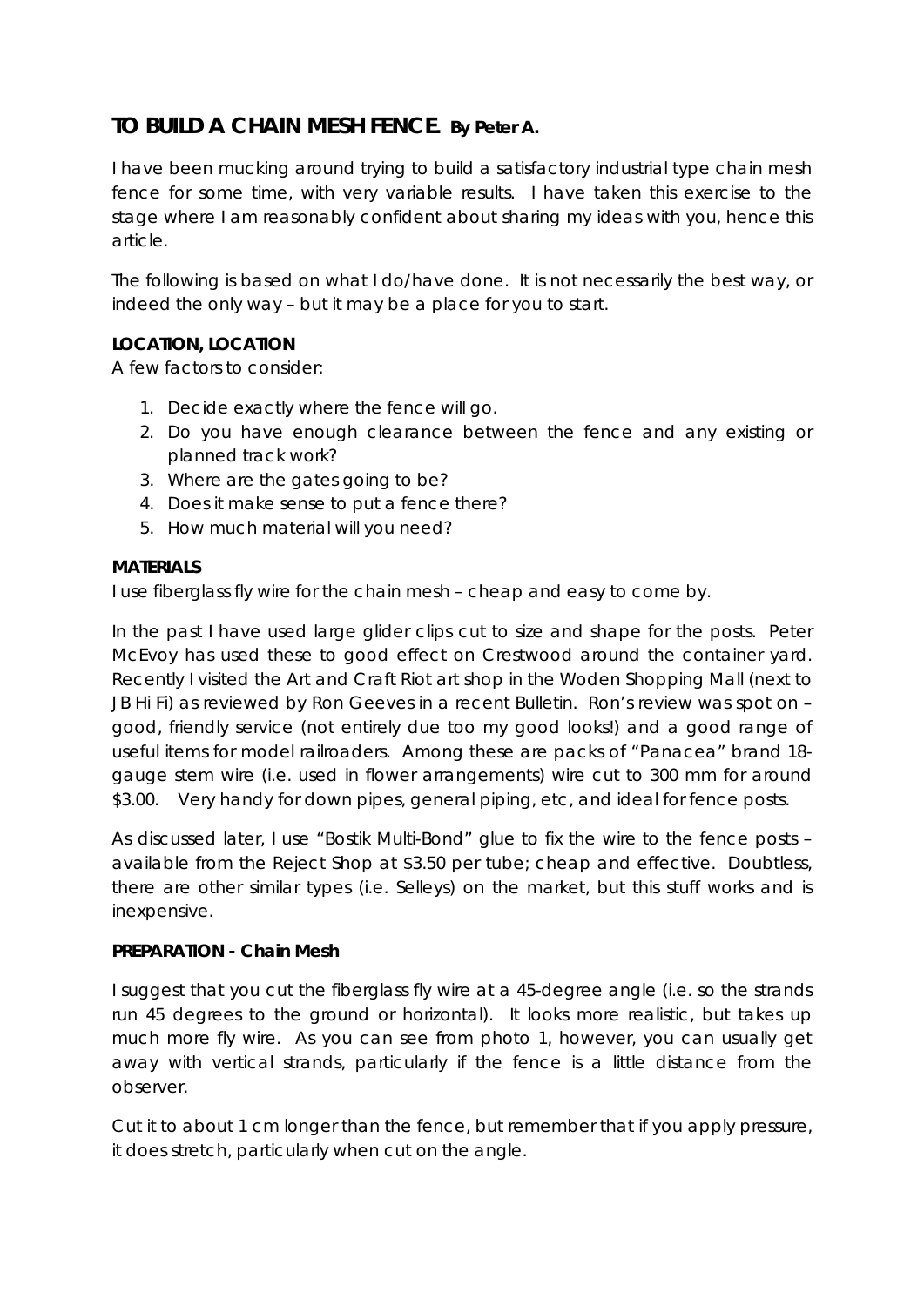# TO BUILD A CHAIN MESH FENCE. By Peter A.

I have been mucking around trying to build a satisfactory industrial type chain mesh fence for some time, with very variable results. I have taken this exercise to the stage where I am reasonably confident about sharing my ideas with you, hence this article.

The following is based on what I do/have done. It is not necessarily the best way, or indeed the only way – but it may be a place for you to start.

**LOCATION, LOCATION**

A few factors to consider:

1. Decide exactly where the fence will go.
2. Do you have enough clearance between the fence and any existing or planned track work?
3. Where are the gates going to be?
4. Does it make sense to put a fence there?
5. How much material will you need?

**MATERIALS**

I use fiberglass fly wire for the chain mesh – cheap and easy to come by.

In the past I have used large glider clips cut to size and shape for the posts. Peter McEvoy has used these to good effect on Crestwood around the container yard. Recently I visited the Art and Craft Riot art shop in the Woden Shopping Mall (next to JB Hi Fi) as reviewed by Ron Geeves in a recent Bulletin. Ron's review was spot on – good, friendly service (not entirely due too my good looks!) and a good range of useful items for model railroaders. Among these are packs of "Panacea" brand 18-gauge stem wire (i.e. used in flower arrangements) wire cut to 300 mm for around \$3.00. Very handy for down pipes, general piping, etc, and ideal for fence posts.

As discussed later, I use "Bostik Multi-Bond" glue to fix the wire to the fence posts – available from the Reject Shop at \$3.50 per tube; cheap and effective. Doubtless, there are other similar types (i.e. Selleys) on the market, but this stuff works and is inexpensive.

**PREPARATION - Chain Mesh**

I suggest that you cut the fiberglass fly wire at a 45-degree angle (i.e. so the strands run 45 degrees to the ground or horizontal). It looks more realistic, but takes up much more fly wire. As you can see from photo 1, however, you can usually get away with vertical strands, particularly if the fence is a little distance from the observer.

Cut it to about 1 cm longer than the fence, but remember that if you apply pressure, it does stretch, particularly when cut on the angle.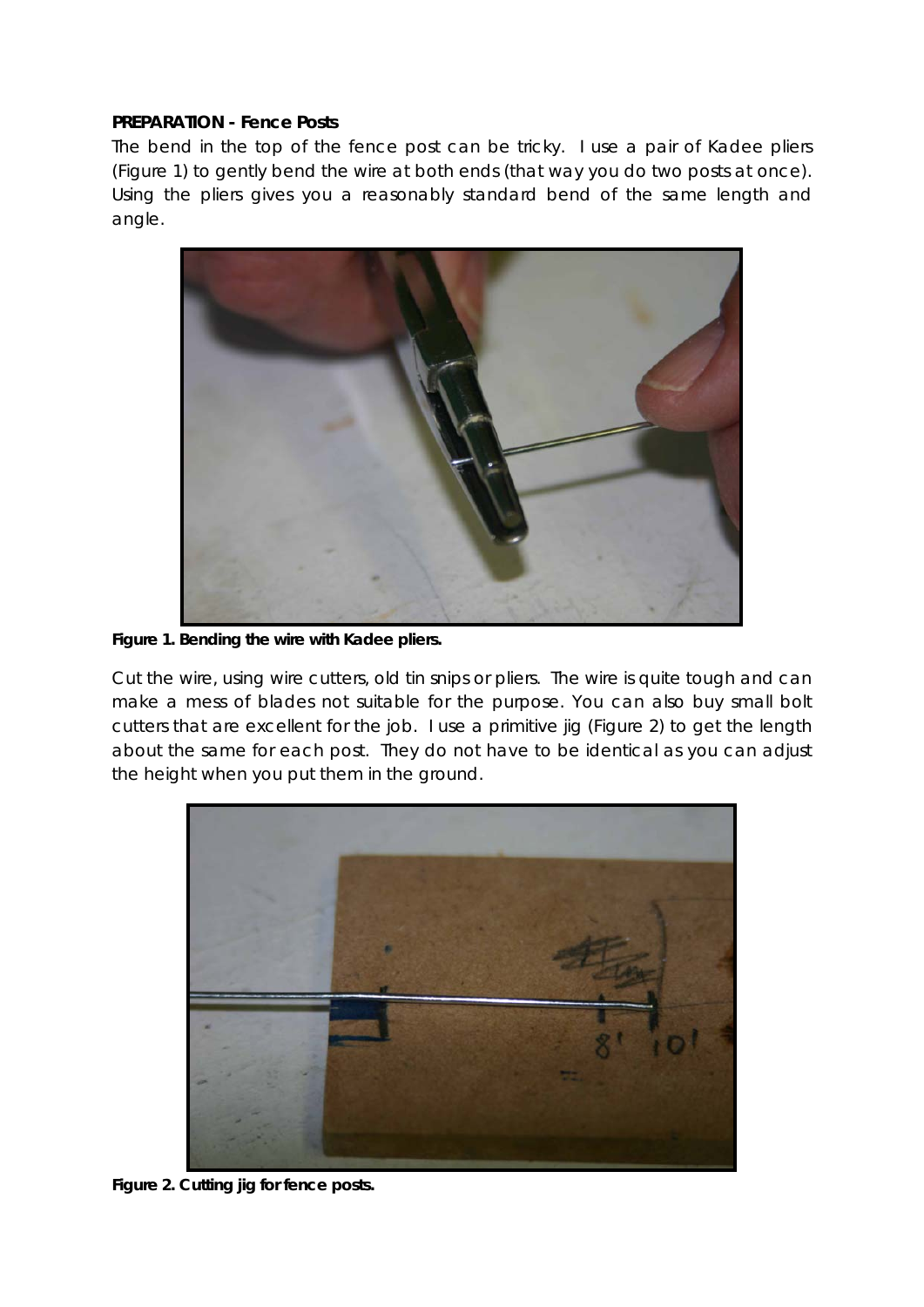**PREPARATION - Fence Posts**

The bend in the top of the fence post can be tricky. I use a pair of Kadee pliers (Figure 1) to gently bend the wire at both ends (that way you do two posts at once). Using the pliers gives you a reasonably standard bend of the same length and angle.

**Figure 1. Bending the wire with Kadee pliers.**

Cut the wire, using wire cutters, old tin snips or pliers. The wire is quite tough and can make a mess of blades not suitable for the purpose. You can also buy small bolt cutters that are excellent for the job. I use a primitive jig (Figure 2) to get the length about the same for each post. They do not have to be identical as you can adjust the height when you put them in the ground.

**Figure 2. Cutting jig for fence posts.**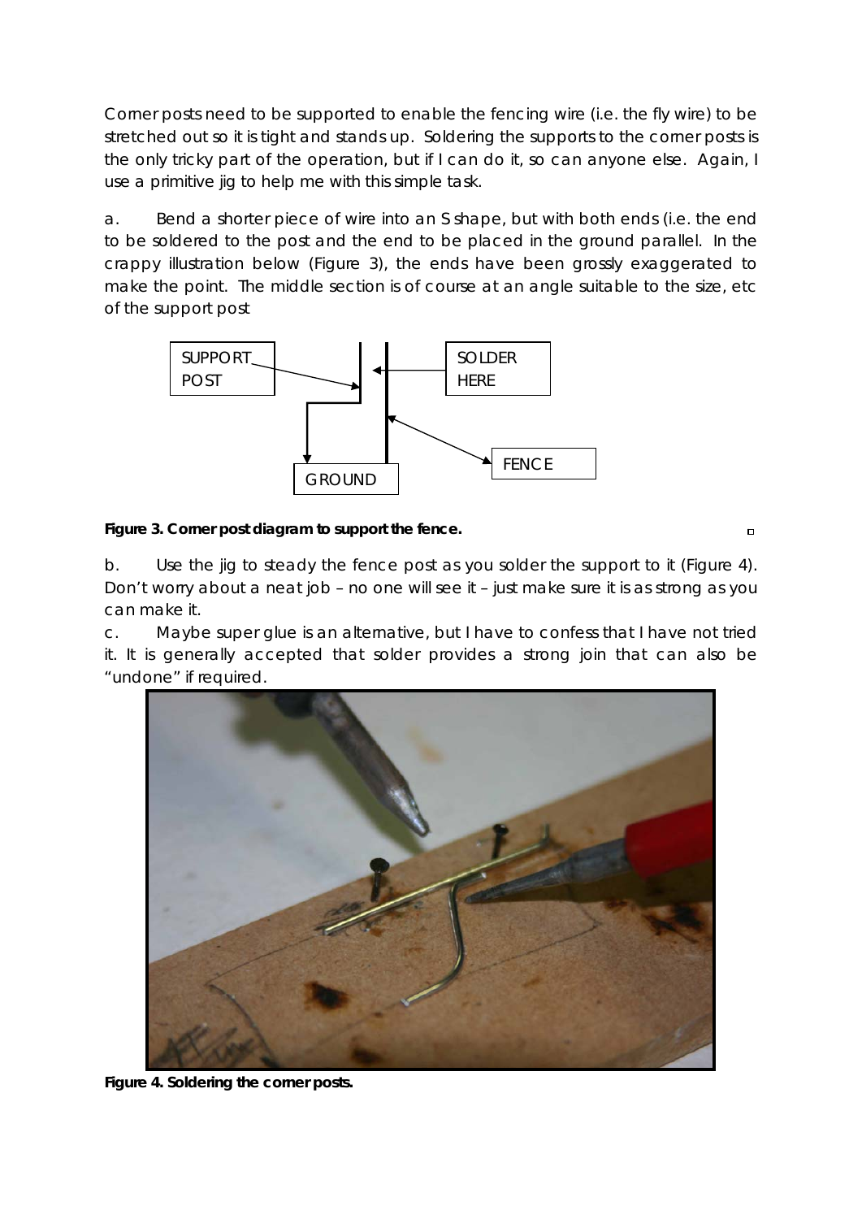Corner posts need to be supported to enable the fencing wire (i.e. the fly wire) to be stretched out so it is tight and stands up. Soldering the supports to the corner posts is the only tricky part of the operation, but if I can do it, so can anyone else. Again, I use a primitive jig to help me with this simple task.

a. Bend a shorter piece of wire into an S shape, but with both ends (i.e. the end to be soldered to the post and the end to be placed in the ground parallel. In the crappy illustration below (Figure 3), the ends have been grossly exaggerated to make the point. The middle section is of course at an angle suitable to the size, etc of the support post

SUPPORT POST

SOLDER HERE

GROUND

FENCE

**Figure 3. Corner post diagram to support the fence.**

b. Use the jig to steady the fence post as you solder the support to it (Figure 4). Don't worry about a neat job – no one will see it – just make sure it is as strong as you can make it.

c. Maybe super glue is an alternative, but I have to confess that I have not tried it. It is generally accepted that solder provides a strong join that can also be "undone" if required.

**Figure 4. Soldering the corner posts.**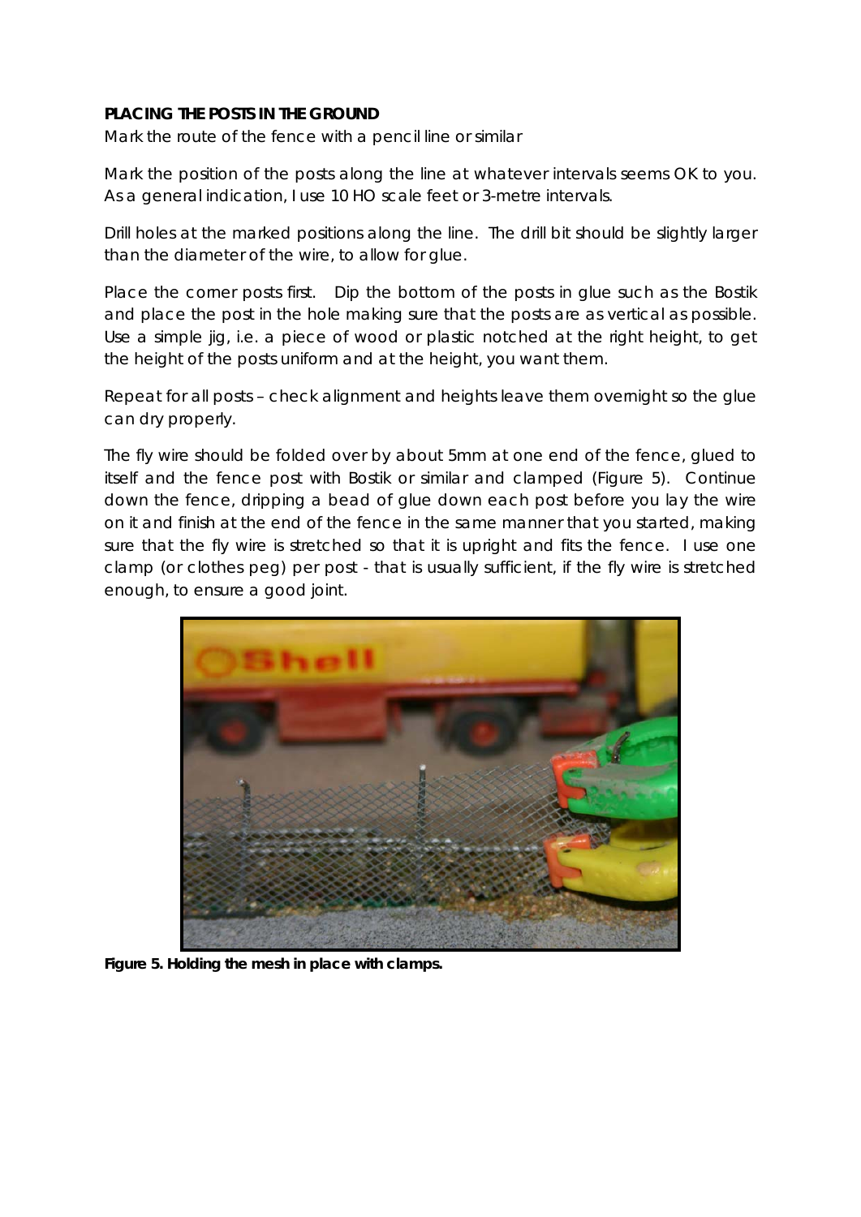**PLACING THE POSTS IN THE GROUND**

Mark the route of the fence with a pencil line or similar

Mark the position of the posts along the line at whatever intervals seems OK to you. As a general indication, I use 10 HO scale feet or 3-metre intervals.

Drill holes at the marked positions along the line. The drill bit should be slightly larger than the diameter of the wire, to allow for glue.

Place the corner posts first. Dip the bottom of the posts in glue such as the Bostik and place the post in the hole making sure that the posts are as vertical as possible. Use a simple jig, i.e. a piece of wood or plastic notched at the right height, to get the height of the posts uniform and at the height, you want them.

Repeat for all posts – check alignment and heights leave them overnight so the glue can dry properly.

The fly wire should be folded over by about 5mm at one end of the fence, glued to itself and the fence post with Bostik or similar and clamped (Figure 5). Continue down the fence, dripping a bead of glue down each post before you lay the wire on it and finish at the end of the fence in the same manner that you started, making sure that the fly wire is stretched so that it is upright and fits the fence. I use one clamp (or clothes peg) per post - that is usually sufficient, if the fly wire is stretched enough, to ensure a good joint.

**Figure 5. Holding the mesh in place with clamps.**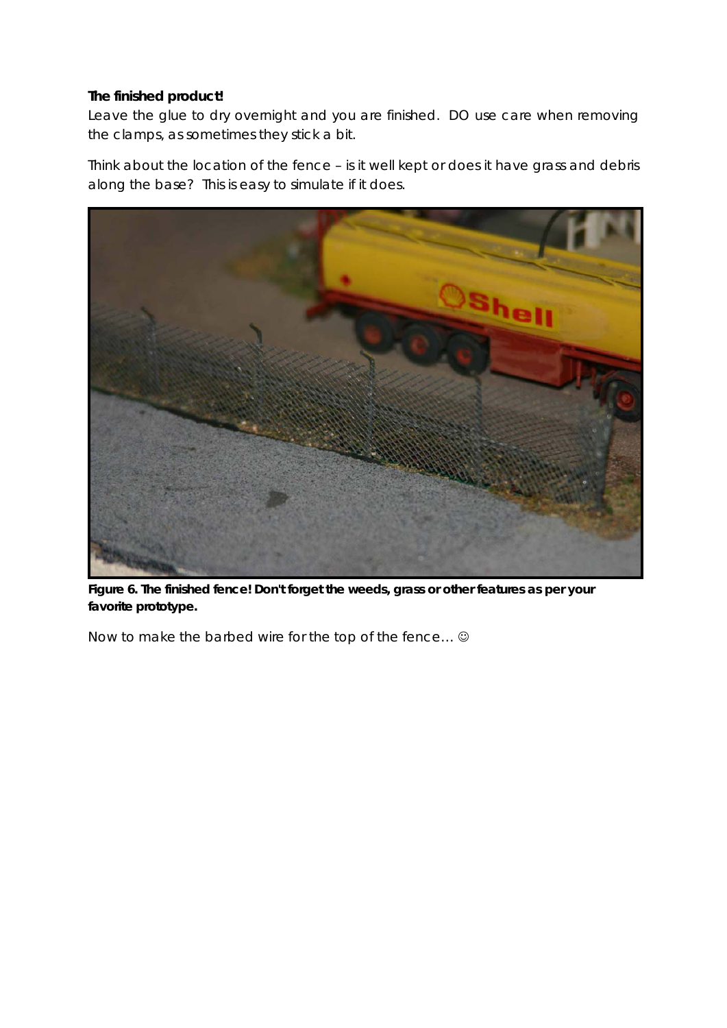**The finished product!**

Leave the glue to dry overnight and you are finished. DO use care when removing the clamps, as sometimes they stick a bit.

Think about the location of the fence – is it well kept or does it have grass and debris along the base? This is easy to simulate if it does.

**Figure 6. The finished fence! Don't forget the weeds, grass or other features as per your favorite prototype.**

Now to make the barbed wire for the top of the fence… ☺